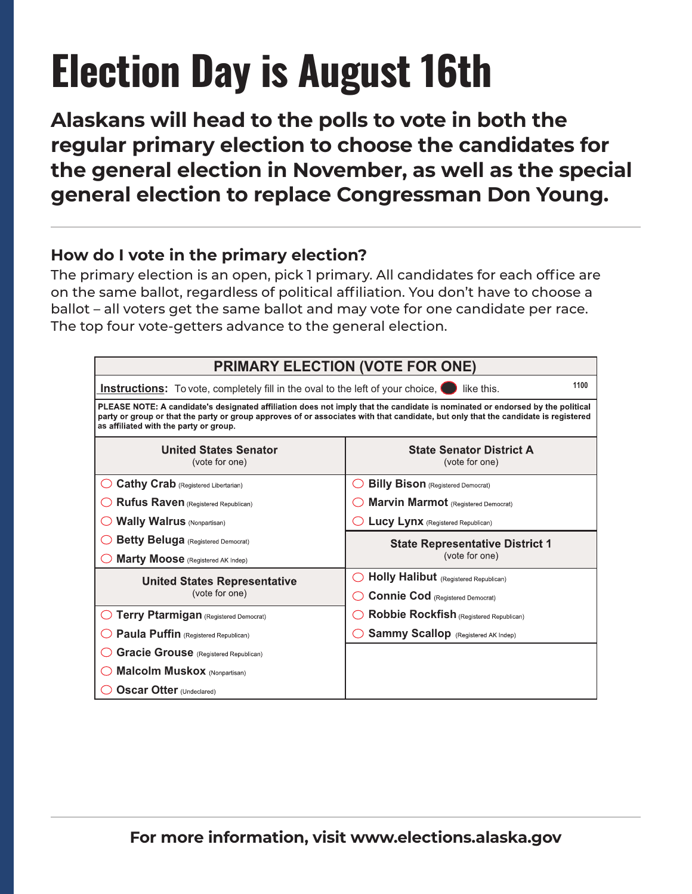# Election Day is August 16th

**Alaskans will head to the polls to vote in both the regular primary election to choose the candidates for the general election in November, as well as the special general election to replace Congressman Don Young.**

---

### How do I vote in the primary election?

The primary election is an open, pick 1 primary. All candidates for each office are on the same ballot, regardless of political affiliation. You don't have to choose a ballot – all voters get the same ballot and may vote for one candidate per race. The top four vote-getters advance to the general election.

**PRIMARY ELECTION (VOTE FOR ONE)**

**Instructions:** To vote, completely fill in the oval to the left of your choice, ⬤ like this. 1100

**PLEASE NOTE: A candidate's designated affiliation does not imply that the candidate is nominated or endorsed by the political party or group or that the party or group approves of or associates with that candidate, but only that the candidate is registered as affiliated with the party or group.**

| United States Senator (vote for one) | State Senator District A (vote for one) |
|---|---|
| ◯ **Cathy Crab** (Registered Libertarian) | ◯ **Billy Bison** (Registered Democrat) |
| ◯ **Rufus Raven** (Registered Republican) | ◯ **Marvin Marmot** (Registered Democrat) |
| ◯ **Wally Walrus** (Nonpartisan) | ◯ **Lucy Lynx** (Registered Republican) |
| ◯ **Betty Beluga** (Registered Democrat) | **State Representative District 1** (vote for one) |
| ◯ **Marty Moose** (Registered AK Indep) | |
| **United States Representative** (vote for one) | ◯ **Holly Halibut** (Registered Republican) |
| | ◯ **Connie Cod** (Registered Democrat) |
| ◯ **Terry Ptarmigan** (Registered Democrat) | ◯ **Robbie Rockfish** (Registered Republican) |
| ◯ **Paula Puffin** (Registered Republican) | ◯ **Sammy Scallop** (Registered AK Indep) |
| ◯ **Gracie Grouse** (Registered Republican) | |
| ◯ **Malcolm Muskox** (Nonpartisan) | |
| ◯ **Oscar Otter** (Undeclared) | |

---

**For more information, visit www.elections.alaska.gov**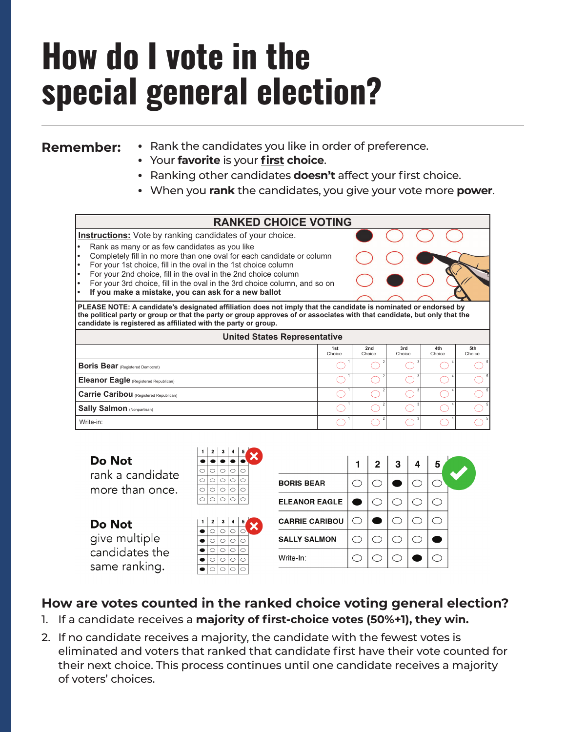# How do I vote in the special general election?

**Remember:**

- Rank the candidates you like in order of preference.
- Your **favorite** is your **first** **choice**.
- Ranking other candidates **doesn't** affect your first choice.
- When you **rank** the candidates, you give your vote more **power**.

**RANKED CHOICE VOTING**

**Instructions:** Vote by ranking candidates of your choice.

- Rank as many or as few candidates as you like
- Completely fill in no more than one oval for each candidate or column
- For your 1st choice, fill in the oval in the 1st choice column
- For your 2nd choice, fill in the oval in the 2nd choice column
- For your 3rd choice, fill in the oval in the 3rd choice column, and so on
- **If you make a mistake, you can ask for a new ballot**

**PLEASE NOTE: A candidate's designated affiliation does not imply that the candidate is nominated or endorsed by the political party or group or that the party or group approves of or associates with that candidate, but only that the candidate is registered as affiliated with the party or group.**

**United States Representative**

| | 1st Choice | 2nd Choice | 3rd Choice | 4th Choice | 5th Choice |
|---|---|---|---|---|---|
| **Boris Bear** (Registered Democrat) | 1 | 2 | 3 | 4 | 5 |
| **Eleanor Eagle** (Registered Republican) | 1 | 2 | 3 | 4 | 5 |
| **Carrie Caribou** (Registered Republican) | 1 | 2 | 3 | 4 | 5 |
| **Sally Salmon** (Nonpartisan) | 1 | 2 | 3 | 4 | 5 |
| Write-in: | 1 | 2 | 3 | 4 | 5 |

**Do Not** rank a candidate more than once.

**Do Not** give multiple candidates the same ranking.

| | 1 | 2 | 3 | 4 | 5 |
|---|---|---|---|---|---|
| BORIS BEAR | ○ | ○ | ● | ○ | ○ |
| ELEANOR EAGLE | ● | ○ | ○ | ○ | ○ |
| CARRIE CARIBOU | ○ | ● | ○ | ○ | ○ |
| SALLY SALMON | ○ | ○ | ○ | ○ | ● |
| Write-In: | ○ | ○ | ○ | ● | ○ |

## How are votes counted in the ranked choice voting general election?

1. If a candidate receives a **majority of first-choice votes (50%+1), they win.**
2. If no candidate receives a majority, the candidate with the fewest votes is eliminated and voters that ranked that candidate first have their vote counted for their next choice. This process continues until one candidate receives a majority of voters' choices.